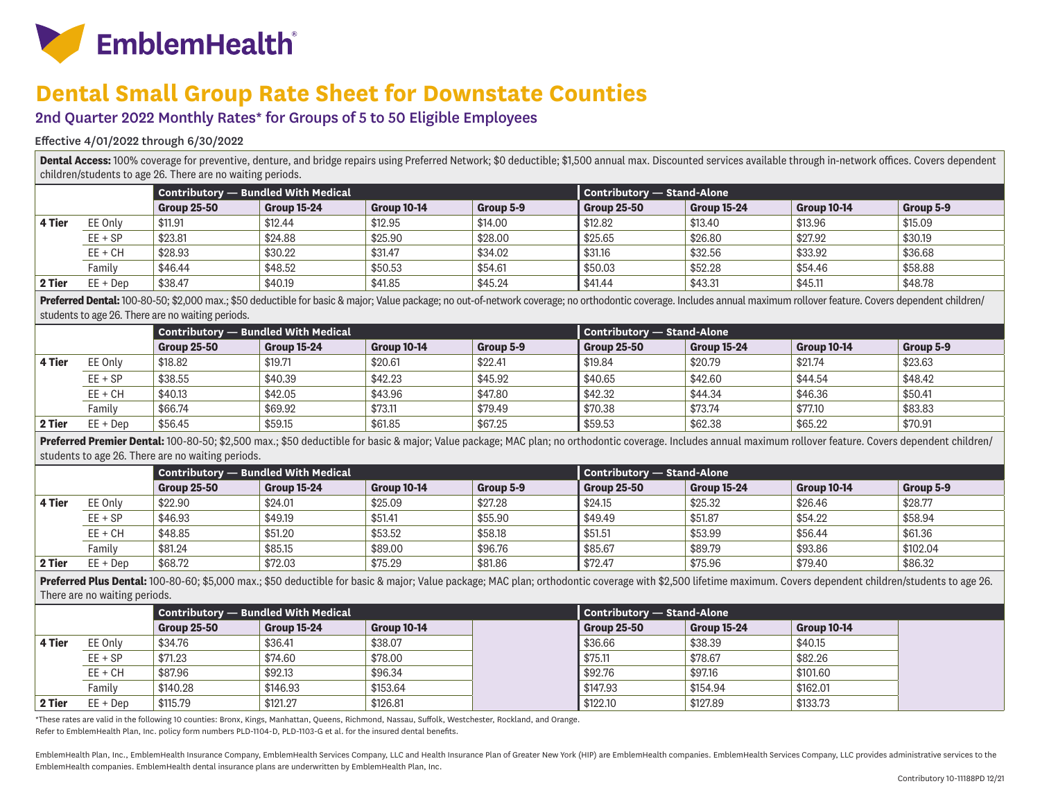# EmblemHealth

# Dental Small Group Rate Sheet for Downstate Counties

## 2nd Quarter 2022 Monthly Rates* for Groups of 5 to 50 Eligible Employees

Effective 4/01/2022 through 6/30/2022

**Dental Access:** 100% coverage for preventive, denture, and bridge repairs using Preferred Network; $0 deductible; $1,500 annual max. Discounted services available through in-network offices. Covers dependent children/students to age 26. There are no waiting periods.

| | | Contributory — Bundled With Medical | | | | Contributory — Stand-Alone | | | |
|---|---|---|---|---|---|---|---|---|---|
| | | Group 25-50 | Group 15-24 | Group 10-14 | Group 5-9 | Group 25-50 | Group 15-24 | Group 10-14 | Group 5-9 |
| 4 Tier | EE Only | $11.91 | $12.44 | $12.95 | $14.00 | $12.82 | $13.40 | $13.96 | $15.09 |
| | EE + SP | $23.81 | $24.88 | $25.90 | $28.00 | $25.65 | $26.80 | $27.92 | $30.19 |
| | EE + CH | $28.93 | $30.22 | $31.47 | $34.02 | $31.16 | $32.56 | $33.92 | $36.68 |
| | Family | $46.44 | $48.52 | $50.53 | $54.61 | $50.03 | $52.28 | $54.46 | $58.88 |
| 2 Tier | EE + Dep | $38.47 | $40.19 | $41.85 | $45.24 | $41.44 | $43.31 | $45.11 | $48.78 |

**Preferred Dental:** 100-80-50; $2,000 max.; $50 deductible for basic & major; Value package; no out-of-network coverage; no orthodontic coverage. Includes annual maximum rollover feature. Covers dependent children/students to age 26. There are no waiting periods.

| | | Contributory — Bundled With Medical | | | | Contributory — Stand-Alone | | | |
|---|---|---|---|---|---|---|---|---|---|
| | | Group 25-50 | Group 15-24 | Group 10-14 | Group 5-9 | Group 25-50 | Group 15-24 | Group 10-14 | Group 5-9 |
| 4 Tier | EE Only | $18.82 | $19.71 | $20.61 | $22.41 | $19.84 | $20.79 | $21.74 | $23.63 |
| | EE + SP | $38.55 | $40.39 | $42.23 | $45.92 | $40.65 | $42.60 | $44.54 | $48.42 |
| | EE + CH | $40.13 | $42.05 | $43.96 | $47.80 | $42.32 | $44.34 | $46.36 | $50.41 |
| | Family | $66.74 | $69.92 | $73.11 | $79.49 | $70.38 | $73.74 | $77.10 | $83.83 |
| 2 Tier | EE + Dep | $56.45 | $59.15 | $61.85 | $67.25 | $59.53 | $62.38 | $65.22 | $70.91 |

**Preferred Premier Dental:** 100-80-50; $2,500 max.; $50 deductible for basic & major; Value package; MAC plan; no orthodontic coverage. Includes annual maximum rollover feature. Covers dependent children/students to age 26. There are no waiting periods.

| | | Contributory — Bundled With Medical | | | | Contributory — Stand-Alone | | | |
|---|---|---|---|---|---|---|---|---|---|
| | | Group 25-50 | Group 15-24 | Group 10-14 | Group 5-9 | Group 25-50 | Group 15-24 | Group 10-14 | Group 5-9 |
| 4 Tier | EE Only | $22.90 | $24.01 | $25.09 | $27.28 | $24.15 | $25.32 | $26.46 | $28.77 |
| | EE + SP | $46.93 | $49.19 | $51.41 | $55.90 | $49.49 | $51.87 | $54.22 | $58.94 |
| | EE + CH | $48.85 | $51.20 | $53.52 | $58.18 | $51.51 | $53.99 | $56.44 | $61.36 |
| | Family | $81.24 | $85.15 | $89.00 | $96.76 | $85.67 | $89.79 | $93.86 | $102.04 |
| 2 Tier | EE + Dep | $68.72 | $72.03 | $75.29 | $81.86 | $72.47 | $75.96 | $79.40 | $86.32 |

**Preferred Plus Dental:** 100-80-60; $5,000 max.; $50 deductible for basic & major; Value package; MAC plan; orthodontic coverage with $2,500 lifetime maximum. Covers dependent children/students to age 26. There are no waiting periods.

| | | Contributory — Bundled With Medical | | | | Contributory — Stand-Alone | | | |
|---|---|---|---|---|---|---|---|---|---|
| | | Group 25-50 | Group 15-24 | Group 10-14 | | Group 25-50 | Group 15-24 | Group 10-14 | |
| 4 Tier | EE Only | $34.76 | $36.41 | $38.07 | | $36.66 | $38.39 | $40.15 | |
| | EE + SP | $71.23 | $74.60 | $78.00 | | $75.11 | $78.67 | $82.26 | |
| | EE + CH | $87.96 | $92.13 | $96.34 | | $92.76 | $97.16 | $101.60 | |
| | Family | $140.28 | $146.93 | $153.64 | | $147.93 | $154.94 | $162.01 | |
| 2 Tier | EE + Dep | $115.79 | $121.27 | $126.81 | | $122.10 | $127.89 | $133.73 | |

*These rates are valid in the following 10 counties: Bronx, Kings, Manhattan, Queens, Richmond, Nassau, Suffolk, Westchester, Rockland, and Orange.

Refer to EmblemHealth Plan, Inc. policy form numbers PLD-1104-D, PLD-1103-G et al. for the insured dental benefits.

EmblemHealth Plan, Inc., EmblemHealth Insurance Company, EmblemHealth Services Company, LLC and Health Insurance Plan of Greater New York (HIP) are EmblemHealth companies. EmblemHealth Services Company, LLC provides administrative services to the EmblemHealth companies. EmblemHealth dental insurance plans are underwritten by EmblemHealth Plan, Inc.

Contributory 10-11188PD 12/21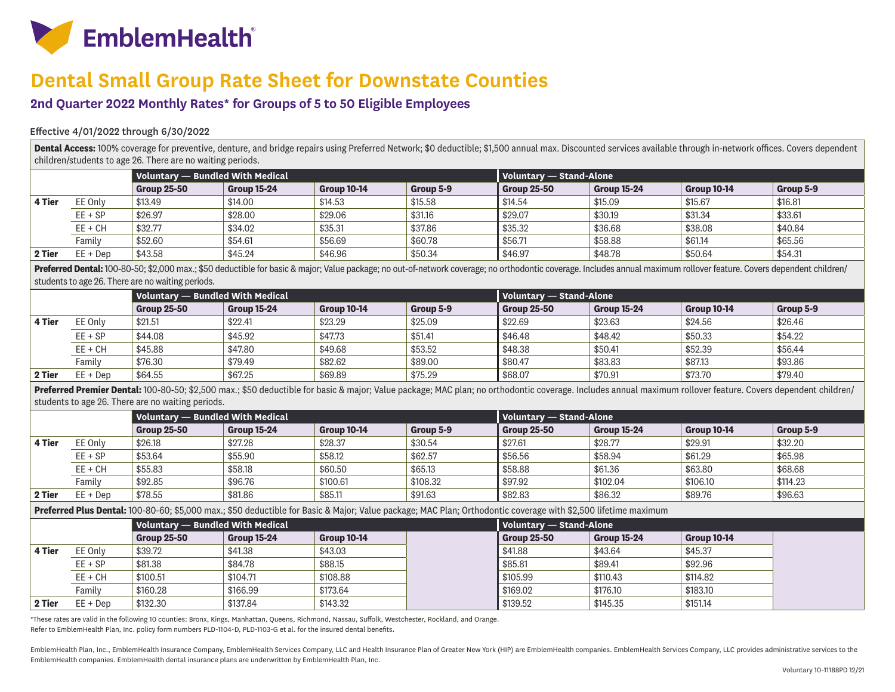# EmblemHealth®

# Dental Small Group Rate Sheet for Downstate Counties

## 2nd Quarter 2022 Monthly Rates* for Groups of 5 to 50 Eligible Employees

Effective 4/01/2022 through 6/30/2022

**Dental Access:** 100% coverage for preventive, denture, and bridge repairs using Preferred Network; $0 deductible; $1,500 annual max. Discounted services available through in-network offices. Covers dependent children/students to age 26. There are no waiting periods.

| | | Voluntary — Bundled With Medical | | | | Voluntary — Stand-Alone | | | |
|---|---|---|---|---|---|---|---|---|---|
| | | Group 25-50 | Group 15-24 | Group 10-14 | Group 5-9 | Group 25-50 | Group 15-24 | Group 10-14 | Group 5-9 |
| 4 Tier | EE Only | $13.49 | $14.00 | $14.53 | $15.58 | $14.54 | $15.09 | $15.67 | $16.81 |
| | EE + SP | $26.97 | $28.00 | $29.06 | $31.16 | $29.07 | $30.19 | $31.34 | $33.61 |
| | EE + CH | $32.77 | $34.02 | $35.31 | $37.86 | $35.32 | $36.68 | $38.08 | $40.84 |
| | Family | $52.60 | $54.61 | $56.69 | $60.78 | $56.71 | $58.88 | $61.14 | $65.56 |
| 2 Tier | EE + Dep | $43.58 | $45.24 | $46.96 | $50.34 | $46.97 | $48.78 | $50.64 | $54.31 |

**Preferred Dental:** 100-80-50; $2,000 max.; $50 deductible for basic & major; Value package; no out-of-network coverage; no orthodontic coverage. Includes annual maximum rollover feature. Covers dependent children/students to age 26. There are no waiting periods.

| | | Voluntary — Bundled With Medical | | | | Voluntary — Stand-Alone | | | |
|---|---|---|---|---|---|---|---|---|---|
| | | Group 25-50 | Group 15-24 | Group 10-14 | Group 5-9 | Group 25-50 | Group 15-24 | Group 10-14 | Group 5-9 |
| 4 Tier | EE Only | $21.51 | $22.41 | $23.29 | $25.09 | $22.69 | $23.63 | $24.56 | $26.46 |
| | EE + SP | $44.08 | $45.92 | $47.73 | $51.41 | $46.48 | $48.42 | $50.33 | $54.22 |
| | EE + CH | $45.88 | $47.80 | $49.68 | $53.52 | $48.38 | $50.41 | $52.39 | $56.44 |
| | Family | $76.30 | $79.49 | $82.62 | $89.00 | $80.47 | $83.83 | $87.13 | $93.86 |
| 2 Tier | EE + Dep | $64.55 | $67.25 | $69.89 | $75.29 | $68.07 | $70.91 | $73.70 | $79.40 |

**Preferred Premier Dental:** 100-80-50; $2,500 max.; $50 deductible for basic & major; Value package; MAC plan; no orthodontic coverage. Includes annual maximum rollover feature. Covers dependent children/students to age 26. There are no waiting periods.

| | | Voluntary — Bundled With Medical | | | | Voluntary — Stand-Alone | | | |
|---|---|---|---|---|---|---|---|---|---|
| | | Group 25-50 | Group 15-24 | Group 10-14 | Group 5-9 | Group 25-50 | Group 15-24 | Group 10-14 | Group 5-9 |
| 4 Tier | EE Only | $26.18 | $27.28 | $28.37 | $30.54 | $27.61 | $28.77 | $29.91 | $32.20 |
| | EE + SP | $53.64 | $55.90 | $58.12 | $62.57 | $56.56 | $58.94 | $61.29 | $65.98 |
| | EE + CH | $55.83 | $58.18 | $60.50 | $65.13 | $58.88 | $61.36 | $63.80 | $68.68 |
| | Family | $92.85 | $96.76 | $100.61 | $108.32 | $97.92 | $102.04 | $106.10 | $114.23 |
| 2 Tier | EE + Dep | $78.55 | $81.86 | $85.11 | $91.63 | $82.83 | $86.32 | $89.76 | $96.63 |

**Preferred Plus Dental:** 100-80-60; $5,000 max.; $50 deductible for Basic & Major; Value package; MAC Plan; Orthodontic coverage with $2,500 lifetime maximum

| | | Voluntary — Bundled With Medical | | | | Voluntary — Stand-Alone | | | |
|---|---|---|---|---|---|---|---|---|---|
| | | Group 25-50 | Group 15-24 | Group 10-14 | | Group 25-50 | Group 15-24 | Group 10-14 | |
| 4 Tier | EE Only | $39.72 | $41.38 | $43.03 | | $41.88 | $43.64 | $45.37 | |
| | EE + SP | $81.38 | $84.78 | $88.15 | | $85.81 | $89.41 | $92.96 | |
| | EE + CH | $100.51 | $104.71 | $108.88 | | $105.99 | $110.43 | $114.82 | |
| | Family | $160.28 | $166.99 | $173.64 | | $169.02 | $176.10 | $183.10 | |
| 2 Tier | EE + Dep | $132.30 | $137.84 | $143.32 | | $139.52 | $145.35 | $151.14 | |

*These rates are valid in the following 10 counties: Bronx, Kings, Manhattan, Queens, Richmond, Nassau, Suffolk, Westchester, Rockland, and Orange.

Refer to EmblemHealth Plan, Inc. policy form numbers PLD-1104-D, PLD-1103-G et al. for the insured dental benefits.

EmblemHealth Plan, Inc., EmblemHealth Insurance Company, EmblemHealth Services Company, LLC and Health Insurance Plan of Greater New York (HIP) are EmblemHealth companies. EmblemHealth Services Company, LLC provides administrative services to the EmblemHealth companies. EmblemHealth dental insurance plans are underwritten by EmblemHealth Plan, Inc.

Voluntary 10-11188PD 12/21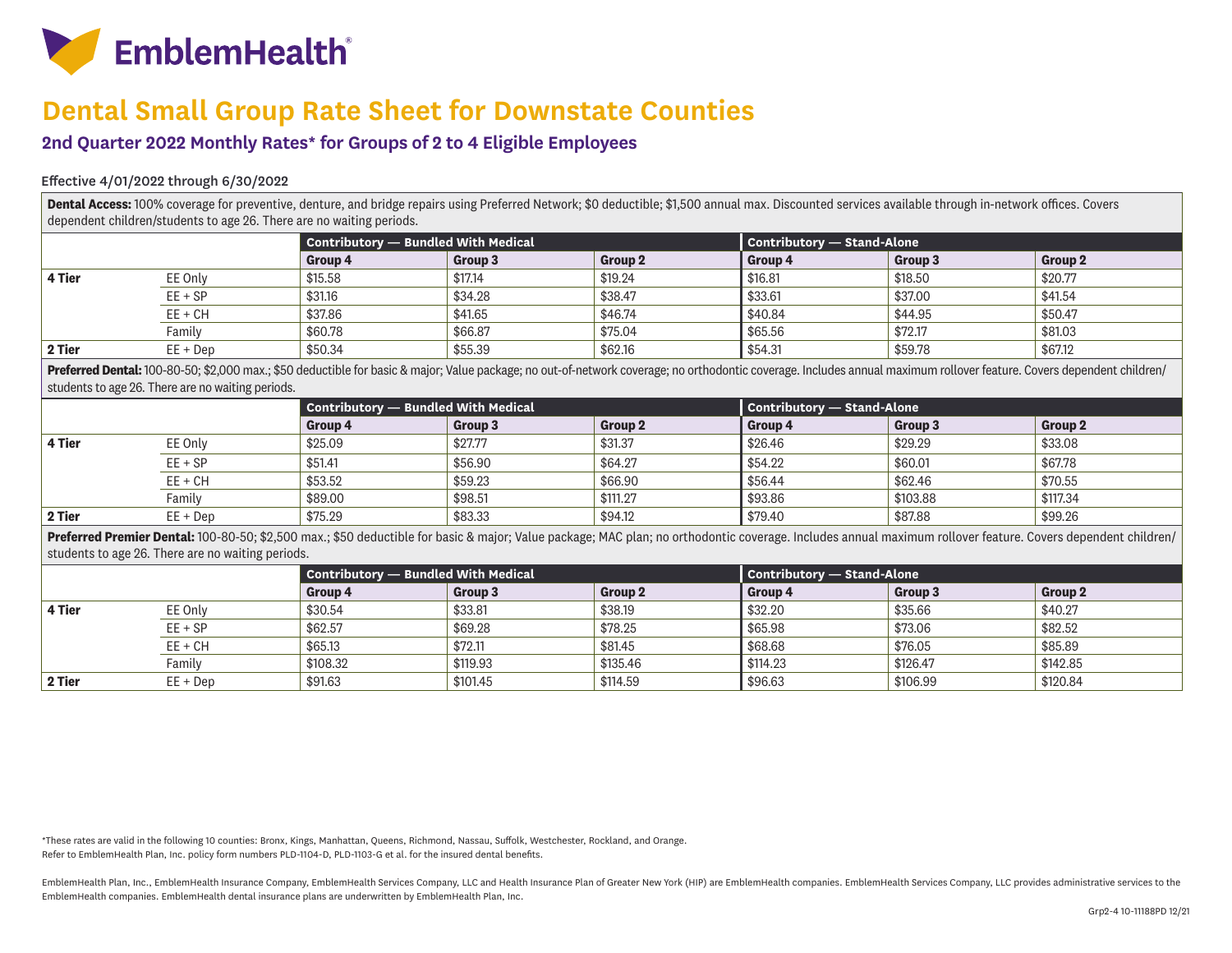# EmblemHealth

# Dental Small Group Rate Sheet for Downstate Counties

## 2nd Quarter 2022 Monthly Rates* for Groups of 2 to 4 Eligible Employees

Effective 4/01/2022 through 6/30/2022

**Dental Access:** 100% coverage for preventive, denture, and bridge repairs using Preferred Network; $0 deductible; $1,500 annual max. Discounted services available through in-network offices. Covers dependent children/students to age 26. There are no waiting periods.

| | | Contributory — Bundled With Medical | | | Contributory — Stand-Alone | | |
|---|---|---|---|---|---|---|---|
| | | Group 4 | Group 3 | Group 2 | Group 4 | Group 3 | Group 2 |
| **4 Tier** | EE Only | $15.58 | $17.14 | $19.24 | $16.81 | $18.50 | $20.77 |
| | EE + SP | $31.16 | $34.28 | $38.47 | $33.61 | $37.00 | $41.54 |
| | EE + CH | $37.86 | $41.65 | $46.74 | $40.84 | $44.95 | $50.47 |
| | Family | $60.78 | $66.87 | $75.04 | $65.56 | $72.17 | $81.03 |
| **2 Tier** | EE + Dep | $50.34 | $55.39 | $62.16 | $54.31 | $59.78 | $67.12 |

**Preferred Dental:** 100-80-50; $2,000 max.; $50 deductible for basic & major; Value package; no out-of-network coverage; no orthodontic coverage. Includes annual maximum rollover feature. Covers dependent children/students to age 26. There are no waiting periods.

| | | Contributory — Bundled With Medical | | | Contributory — Stand-Alone | | |
|---|---|---|---|---|---|---|---|
| | | Group 4 | Group 3 | Group 2 | Group 4 | Group 3 | Group 2 |
| **4 Tier** | EE Only | $25.09 | $27.77 | $31.37 | $26.46 | $29.29 | $33.08 |
| | EE + SP | $51.41 | $56.90 | $64.27 | $54.22 | $60.01 | $67.78 |
| | EE + CH | $53.52 | $59.23 | $66.90 | $56.44 | $62.46 | $70.55 |
| | Family | $89.00 | $98.51 | $111.27 | $93.86 | $103.88 | $117.34 |
| **2 Tier** | EE + Dep | $75.29 | $83.33 | $94.12 | $79.40 | $87.88 | $99.26 |

**Preferred Premier Dental:** 100-80-50; $2,500 max.; $50 deductible for basic & major; Value package; MAC plan; no orthodontic coverage. Includes annual maximum rollover feature. Covers dependent children/students to age 26. There are no waiting periods.

| | | Contributory — Bundled With Medical | | | Contributory — Stand-Alone | | |
|---|---|---|---|---|---|---|---|
| | | Group 4 | Group 3 | Group 2 | Group 4 | Group 3 | Group 2 |
| **4 Tier** | EE Only | $30.54 | $33.81 | $38.19 | $32.20 | $35.66 | $40.27 |
| | EE + SP | $62.57 | $69.28 | $78.25 | $65.98 | $73.06 | $82.52 |
| | EE + CH | $65.13 | $72.11 | $81.45 | $68.68 | $76.05 | $85.89 |
| | Family | $108.32 | $119.93 | $135.46 | $114.23 | $126.47 | $142.85 |
| **2 Tier** | EE + Dep | $91.63 | $101.45 | $114.59 | $96.63 | $106.99 | $120.84 |

*These rates are valid in the following 10 counties: Bronx, Kings, Manhattan, Queens, Richmond, Nassau, Suffolk, Westchester, Rockland, and Orange.
Refer to EmblemHealth Plan, Inc. policy form numbers PLD-1104-D, PLD-1103-G et al. for the insured dental benefits.

EmblemHealth Plan, Inc., EmblemHealth Insurance Company, EmblemHealth Services Company, LLC and Health Insurance Plan of Greater New York (HIP) are EmblemHealth companies. EmblemHealth Services Company, LLC provides administrative services to the EmblemHealth companies. EmblemHealth dental insurance plans are underwritten by EmblemHealth Plan, Inc.

Grp2-4 10-11188PD 12/21